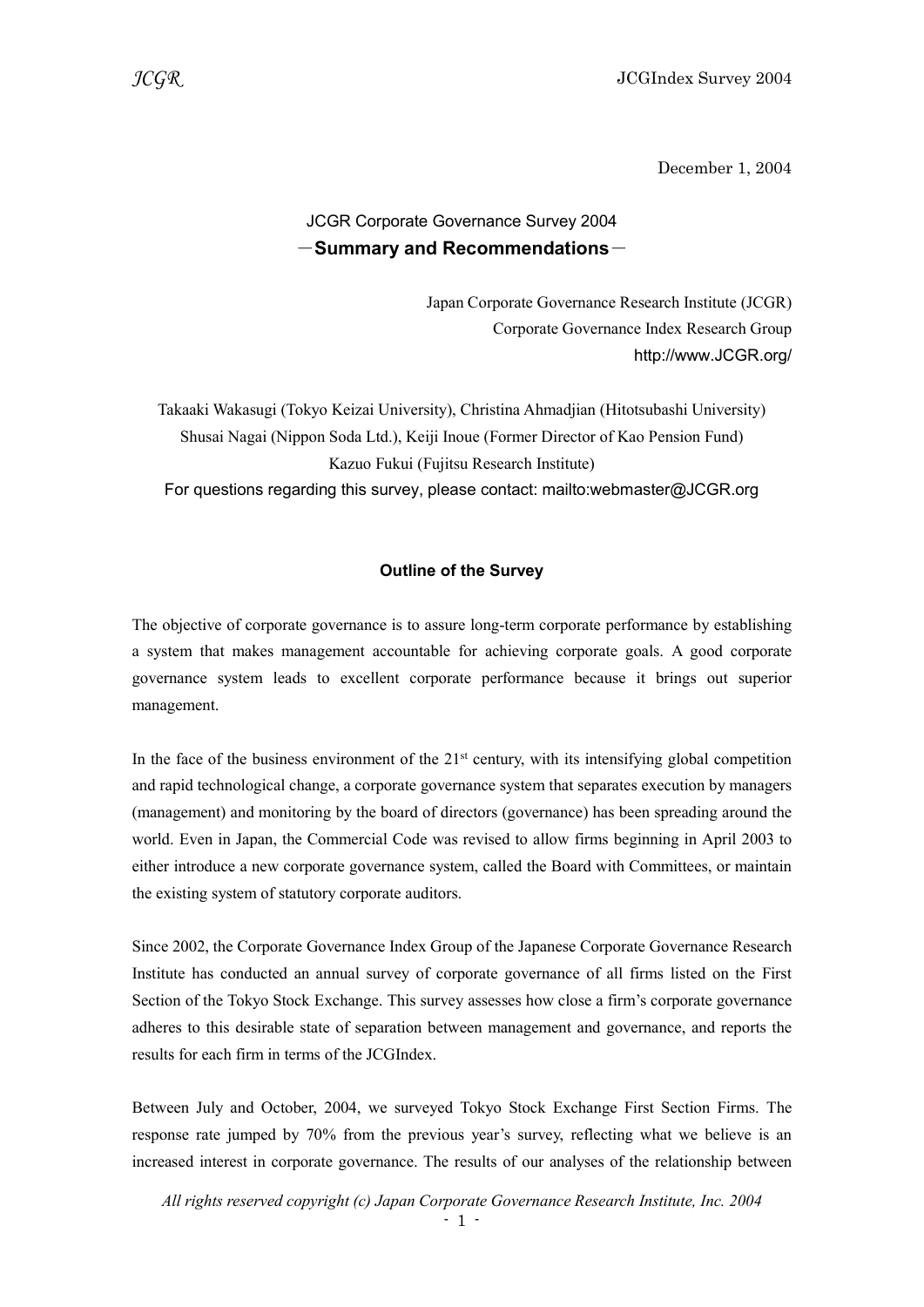December 1, 2004

# JCGR Corporate Governance Survey 2004

## －Summary and Recommendations－

Japan Corporate Governance Research Institute (JCGR)
Corporate Governance Index Research Group
http://www.JCGR.org/

Takaaki Wakasugi (Tokyo Keizai University), Christina Ahmadjian (Hitotsubashi University)
Shusai Nagai (Nippon Soda Ltd.), Keiji Inoue (Former Director of Kao Pension Fund)
Kazuo Fukui (Fujitsu Research Institute)
For questions regarding this survey, please contact: mailto:webmaster@JCGR.org

### Outline of the Survey

The objective of corporate governance is to assure long-term corporate performance by establishing a system that makes management accountable for achieving corporate goals. A good corporate governance system leads to excellent corporate performance because it brings out superior management.

In the face of the business environment of the 21st century, with its intensifying global competition and rapid technological change, a corporate governance system that separates execution by managers (management) and monitoring by the board of directors (governance) has been spreading around the world. Even in Japan, the Commercial Code was revised to allow firms beginning in April 2003 to either introduce a new corporate governance system, called the Board with Committees, or maintain the existing system of statutory corporate auditors.

Since 2002, the Corporate Governance Index Group of the Japanese Corporate Governance Research Institute has conducted an annual survey of corporate governance of all firms listed on the First Section of the Tokyo Stock Exchange. This survey assesses how close a firm's corporate governance adheres to this desirable state of separation between management and governance, and reports the results for each firm in terms of the JCGIndex.

Between July and October, 2004, we surveyed Tokyo Stock Exchange First Section Firms. The response rate jumped by 70% from the previous year's survey, reflecting what we believe is an increased interest in corporate governance. The results of our analyses of the relationship between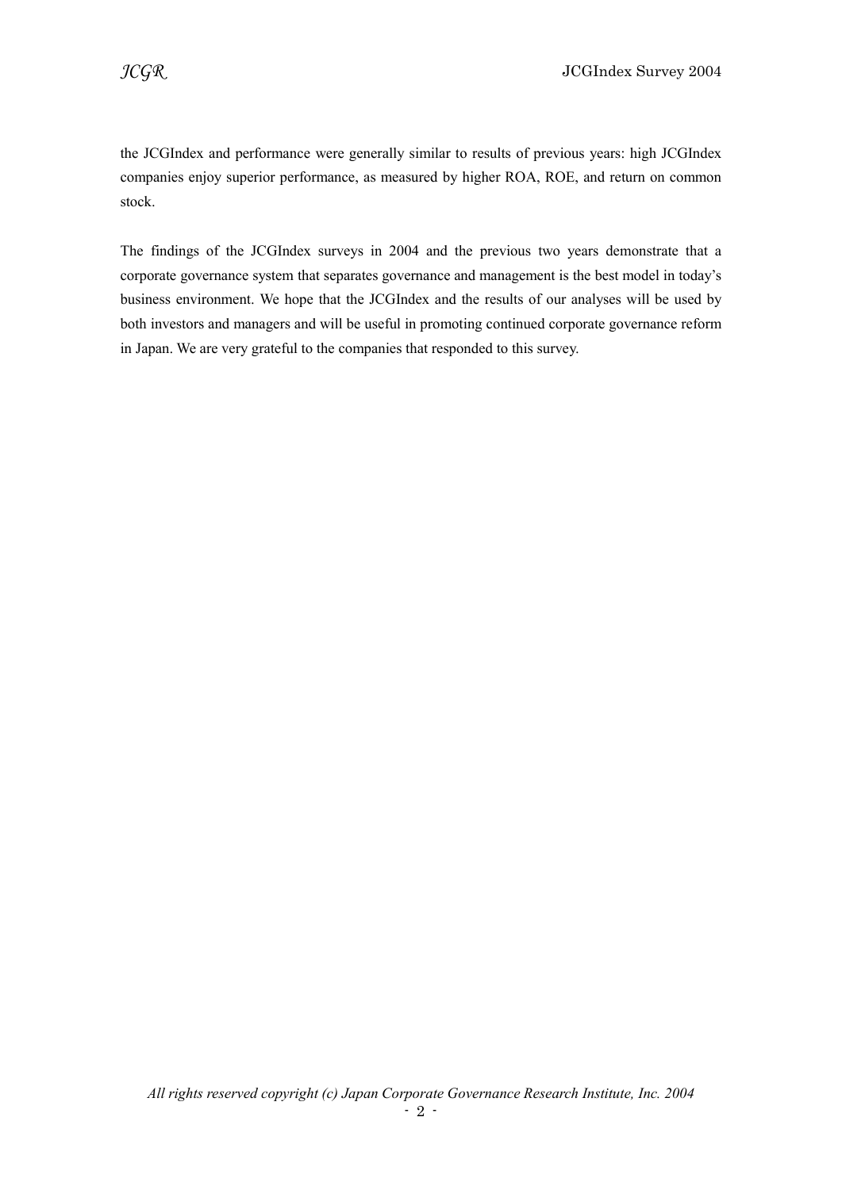the JCGIndex and performance were generally similar to results of previous years: high JCGIndex companies enjoy superior performance, as measured by higher ROA, ROE, and return on common stock.

The findings of the JCGIndex surveys in 2004 and the previous two years demonstrate that a corporate governance system that separates governance and management is the best model in today's business environment. We hope that the JCGIndex and the results of our analyses will be used by both investors and managers and will be useful in promoting continued corporate governance reform in Japan. We are very grateful to the companies that responded to this survey.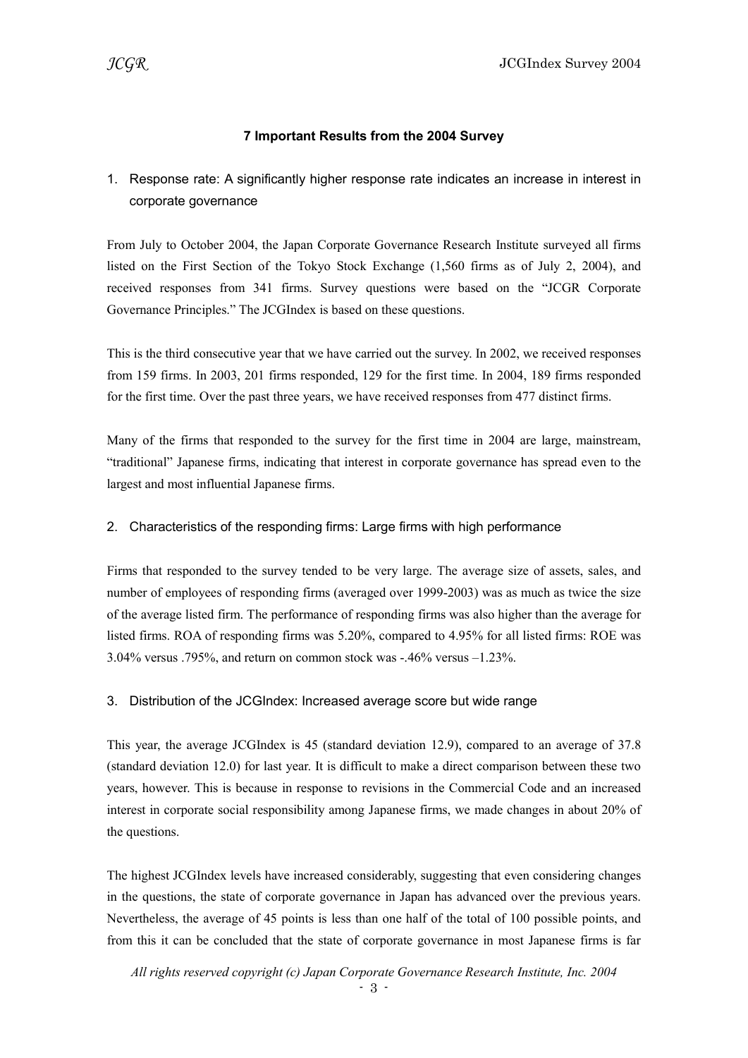## 7 Important Results from the 2004 Survey

1. Response rate: A significantly higher response rate indicates an increase in interest in corporate governance

From July to October 2004, the Japan Corporate Governance Research Institute surveyed all firms listed on the First Section of the Tokyo Stock Exchange (1,560 firms as of July 2, 2004), and received responses from 341 firms. Survey questions were based on the "JCGR Corporate Governance Principles." The JCGIndex is based on these questions.

This is the third consecutive year that we have carried out the survey. In 2002, we received responses from 159 firms. In 2003, 201 firms responded, 129 for the first time. In 2004, 189 firms responded for the first time. Over the past three years, we have received responses from 477 distinct firms.

Many of the firms that responded to the survey for the first time in 2004 are large, mainstream, "traditional" Japanese firms, indicating that interest in corporate governance has spread even to the largest and most influential Japanese firms.

2. Characteristics of the responding firms: Large firms with high performance

Firms that responded to the survey tended to be very large. The average size of assets, sales, and number of employees of responding firms (averaged over 1999-2003) was as much as twice the size of the average listed firm. The performance of responding firms was also higher than the average for listed firms. ROA of responding firms was 5.20%, compared to 4.95% for all listed firms: ROE was 3.04% versus .795%, and return on common stock was -.46% versus –1.23%.

3. Distribution of the JCGIndex: Increased average score but wide range

This year, the average JCGIndex is 45 (standard deviation 12.9), compared to an average of 37.8 (standard deviation 12.0) for last year. It is difficult to make a direct comparison between these two years, however. This is because in response to revisions in the Commercial Code and an increased interest in corporate social responsibility among Japanese firms, we made changes in about 20% of the questions.

The highest JCGIndex levels have increased considerably, suggesting that even considering changes in the questions, the state of corporate governance in Japan has advanced over the previous years. Nevertheless, the average of 45 points is less than one half of the total of 100 possible points, and from this it can be concluded that the state of corporate governance in most Japanese firms is far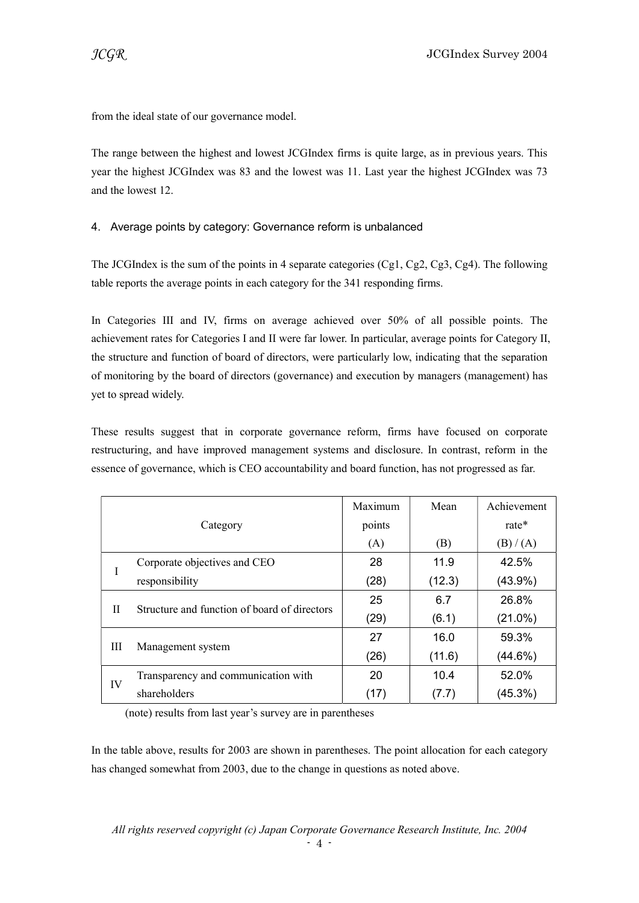from the ideal state of our governance model.

The range between the highest and lowest JCGIndex firms is quite large, as in previous years. This year the highest JCGIndex was 83 and the lowest was 11. Last year the highest JCGIndex was 73 and the lowest 12.

## 4. Average points by category: Governance reform is unbalanced

The JCGIndex is the sum of the points in 4 separate categories (Cg1, Cg2, Cg3, Cg4). The following table reports the average points in each category for the 341 responding firms.

In Categories III and IV, firms on average achieved over 50% of all possible points. The achievement rates for Categories I and II were far lower. In particular, average points for Category II, the structure and function of board of directors, were particularly low, indicating that the separation of monitoring by the board of directors (governance) and execution by managers (management) has yet to spread widely.

These results suggest that in corporate governance reform, firms have focused on corporate restructuring, and have improved management systems and disclosure. In contrast, reform in the essence of governance, which is CEO accountability and board function, has not progressed as far.

| | Category | Maximum points (A) | Mean (B) | Achievement rate* (B) / (A) |
|---|---|---|---|---|
| I | Corporate objectives and CEO responsibility | 28<br>(28) | 11.9<br>(12.3) | 42.5%<br>(43.9%) |
| II | Structure and function of board of directors | 25<br>(29) | 6.7<br>(6.1) | 26.8%<br>(21.0%) |
| III | Management system | 27<br>(26) | 16.0<br>(11.6) | 59.3%<br>(44.6%) |
| IV | Transparency and communication with shareholders | 20<br>(17) | 10.4<br>(7.7) | 52.0%<br>(45.3%) |

(note) results from last year's survey are in parentheses

In the table above, results for 2003 are shown in parentheses. The point allocation for each category has changed somewhat from 2003, due to the change in questions as noted above.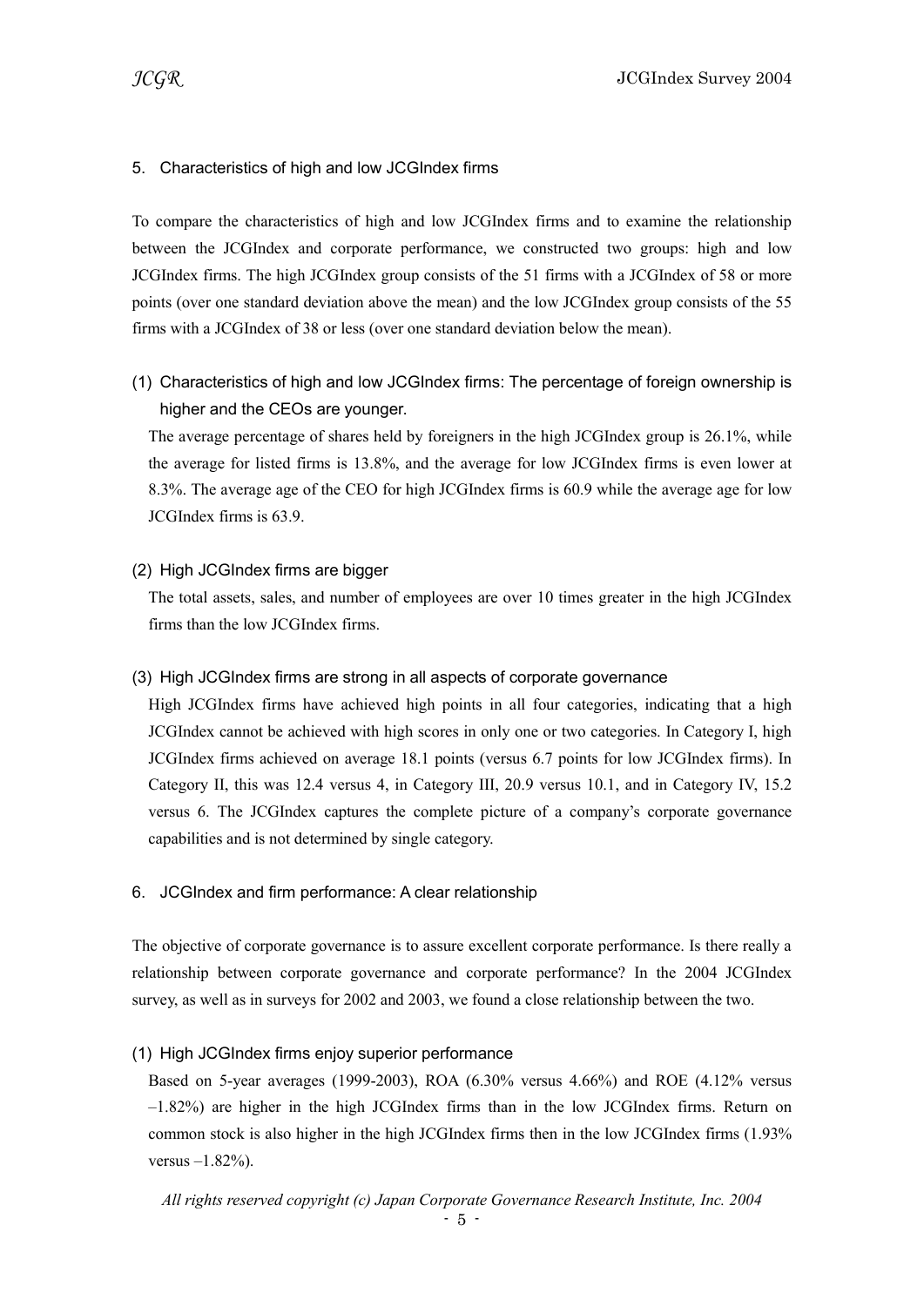## 5. Characteristics of high and low JCGIndex firms

To compare the characteristics of high and low JCGIndex firms and to examine the relationship between the JCGIndex and corporate performance, we constructed two groups: high and low JCGIndex firms. The high JCGIndex group consists of the 51 firms with a JCGIndex of 58 or more points (over one standard deviation above the mean) and the low JCGIndex group consists of the 55 firms with a JCGIndex of 38 or less (over one standard deviation below the mean).

### (1) Characteristics of high and low JCGIndex firms: The percentage of foreign ownership is higher and the CEOs are younger.

The average percentage of shares held by foreigners in the high JCGIndex group is 26.1%, while the average for listed firms is 13.8%, and the average for low JCGIndex firms is even lower at 8.3%. The average age of the CEO for high JCGIndex firms is 60.9 while the average age for low JCGIndex firms is 63.9.

### (2) High JCGIndex firms are bigger

The total assets, sales, and number of employees are over 10 times greater in the high JCGIndex firms than the low JCGIndex firms.

### (3) High JCGIndex firms are strong in all aspects of corporate governance

High JCGIndex firms have achieved high points in all four categories, indicating that a high JCGIndex cannot be achieved with high scores in only one or two categories. In Category I, high JCGIndex firms achieved on average 18.1 points (versus 6.7 points for low JCGIndex firms). In Category II, this was 12.4 versus 4, in Category III, 20.9 versus 10.1, and in Category IV, 15.2 versus 6. The JCGIndex captures the complete picture of a company's corporate governance capabilities and is not determined by single category.

## 6. JCGIndex and firm performance: A clear relationship

The objective of corporate governance is to assure excellent corporate performance. Is there really a relationship between corporate governance and corporate performance? In the 2004 JCGIndex survey, as well as in surveys for 2002 and 2003, we found a close relationship between the two.

### (1) High JCGIndex firms enjoy superior performance

Based on 5-year averages (1999-2003), ROA (6.30% versus 4.66%) and ROE (4.12% versus –1.82%) are higher in the high JCGIndex firms than in the low JCGIndex firms. Return on common stock is also higher in the high JCGIndex firms then in the low JCGIndex firms (1.93% versus –1.82%).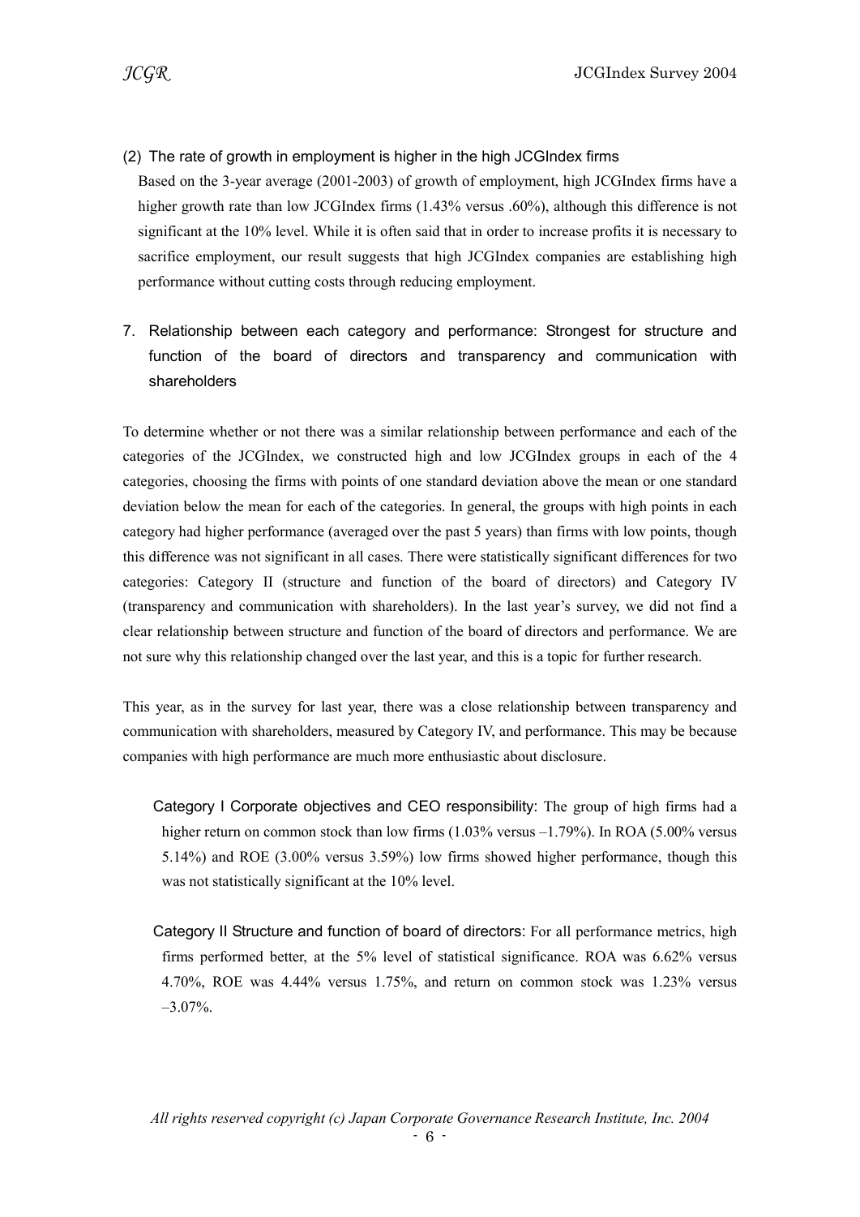(2) The rate of growth in employment is higher in the high JCGIndex firms

Based on the 3-year average (2001-2003) of growth of employment, high JCGIndex firms have a higher growth rate than low JCGIndex firms (1.43% versus .60%), although this difference is not significant at the 10% level. While it is often said that in order to increase profits it is necessary to sacrifice employment, our result suggests that high JCGIndex companies are establishing high performance without cutting costs through reducing employment.

## 7. Relationship between each category and performance: Strongest for structure and function of the board of directors and transparency and communication with shareholders

To determine whether or not there was a similar relationship between performance and each of the categories of the JCGIndex, we constructed high and low JCGIndex groups in each of the 4 categories, choosing the firms with points of one standard deviation above the mean or one standard deviation below the mean for each of the categories. In general, the groups with high points in each category had higher performance (averaged over the past 5 years) than firms with low points, though this difference was not significant in all cases. There were statistically significant differences for two categories: Category II (structure and function of the board of directors) and Category IV (transparency and communication with shareholders). In the last year's survey, we did not find a clear relationship between structure and function of the board of directors and performance. We are not sure why this relationship changed over the last year, and this is a topic for further research.

This year, as in the survey for last year, there was a close relationship between transparency and communication with shareholders, measured by Category IV, and performance. This may be because companies with high performance are much more enthusiastic about disclosure.

Category I Corporate objectives and CEO responsibility: The group of high firms had a higher return on common stock than low firms (1.03% versus –1.79%). In ROA (5.00% versus 5.14%) and ROE (3.00% versus 3.59%) low firms showed higher performance, though this was not statistically significant at the 10% level.

Category II Structure and function of board of directors: For all performance metrics, high firms performed better, at the 5% level of statistical significance. ROA was 6.62% versus 4.70%, ROE was 4.44% versus 1.75%, and return on common stock was 1.23% versus –3.07%.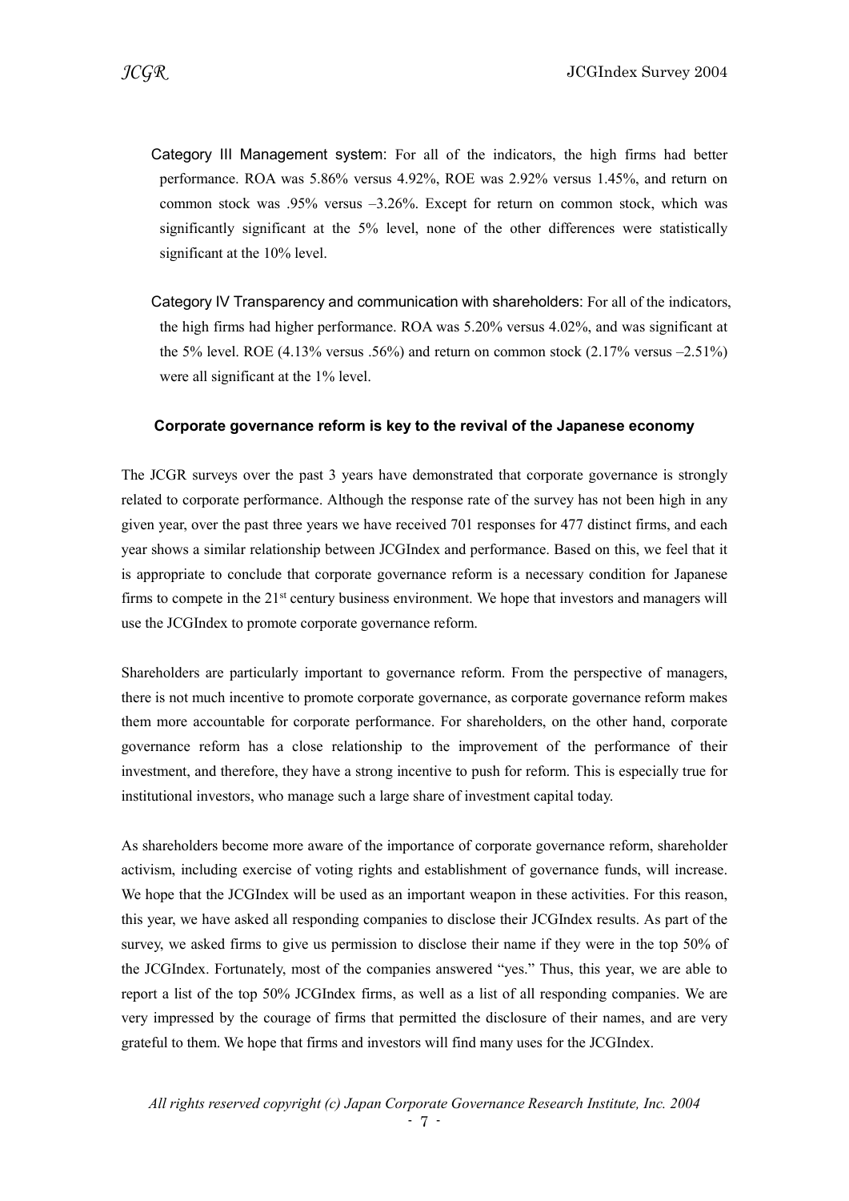Category III Management system: For all of the indicators, the high firms had better performance. ROA was 5.86% versus 4.92%, ROE was 2.92% versus 1.45%, and return on common stock was .95% versus –3.26%. Except for return on common stock, which was significantly significant at the 5% level, none of the other differences were statistically significant at the 10% level.

Category IV Transparency and communication with shareholders: For all of the indicators, the high firms had higher performance. ROA was 5.20% versus 4.02%, and was significant at the 5% level. ROE (4.13% versus .56%) and return on common stock (2.17% versus –2.51%) were all significant at the 1% level.

### Corporate governance reform is key to the revival of the Japanese economy

The JCGR surveys over the past 3 years have demonstrated that corporate governance is strongly related to corporate performance. Although the response rate of the survey has not been high in any given year, over the past three years we have received 701 responses for 477 distinct firms, and each year shows a similar relationship between JCGIndex and performance. Based on this, we feel that it is appropriate to conclude that corporate governance reform is a necessary condition for Japanese firms to compete in the 21st century business environment. We hope that investors and managers will use the JCGIndex to promote corporate governance reform.

Shareholders are particularly important to governance reform. From the perspective of managers, there is not much incentive to promote corporate governance, as corporate governance reform makes them more accountable for corporate performance. For shareholders, on the other hand, corporate governance reform has a close relationship to the improvement of the performance of their investment, and therefore, they have a strong incentive to push for reform. This is especially true for institutional investors, who manage such a large share of investment capital today.

As shareholders become more aware of the importance of corporate governance reform, shareholder activism, including exercise of voting rights and establishment of governance funds, will increase. We hope that the JCGIndex will be used as an important weapon in these activities. For this reason, this year, we have asked all responding companies to disclose their JCGIndex results. As part of the survey, we asked firms to give us permission to disclose their name if they were in the top 50% of the JCGIndex. Fortunately, most of the companies answered "yes." Thus, this year, we are able to report a list of the top 50% JCGIndex firms, as well as a list of all responding companies. We are very impressed by the courage of firms that permitted the disclosure of their names, and are very grateful to them. We hope that firms and investors will find many uses for the JCGIndex.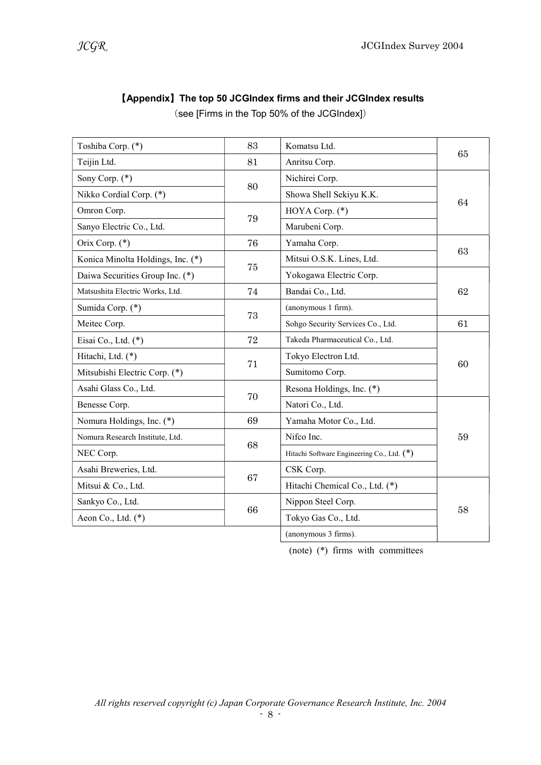## 【Appendix】The top 50 JCGIndex firms and their JCGIndex results

(see [Firms in the Top 50% of the JCGIndex])

| | | | |
|---|---|---|---|
| Toshiba Corp. (*) | 83 | Komatsu Ltd. | 65 |
| Teijin Ltd. | 81 | Anritsu Corp. | |
| Sony Corp. (*) | 80 | Nichirei Corp. | 64 |
| Nikko Cordial Corp. (*) | | Showa Shell Sekiyu K.K. | |
| Omron Corp. | 79 | HOYA Corp. (*) | |
| Sanyo Electric Co., Ltd. | | Marubeni Corp. | |
| Orix Corp. (*) | 76 | Yamaha Corp. | 63 |
| Konica Minolta Holdings, Inc. (*) | 75 | Mitsui O.S.K. Lines, Ltd. | |
| Daiwa Securities Group Inc. (*) | | Yokogawa Electric Corp. | 62 |
| Matsushita Electric Works, Ltd. | 74 | Bandai Co., Ltd. | |
| Sumida Corp. (*) | 73 | (anonymous 1 firm). | |
| Meitec Corp. | | Sohgo Security Services Co., Ltd. | 61 |
| Eisai Co., Ltd. (*) | 72 | Takeda Pharmaceutical Co., Ltd. | 60 |
| Hitachi, Ltd. (*) | 71 | Tokyo Electron Ltd. | |
| Mitsubishi Electric Corp. (*) | | Sumitomo Corp. | |
| Asahi Glass Co., Ltd. | 70 | Resona Holdings, Inc. (*) | |
| Benesse Corp. | | Natori Co., Ltd. | 59 |
| Nomura Holdings, Inc. (*) | 69 | Yamaha Motor Co., Ltd. | |
| Nomura Research Institute, Ltd. | 68 | Nifco Inc. | |
| NEC Corp. | | Hitachi Software Engineering Co., Ltd. (*) | |
| Asahi Breweries, Ltd. | 67 | CSK Corp. | |
| Mitsui & Co., Ltd. | | Hitachi Chemical Co., Ltd. (*) | 58 |
| Sankyo Co., Ltd. | 66 | Nippon Steel Corp. | |
| Aeon Co., Ltd. (*) | | Tokyo Gas Co., Ltd. | |
| | | (anonymous 3 firms). | |

(note) (*) firms with committees

*All rights reserved copyright (c) Japan Corporate Governance Research Institute, Inc. 2004*